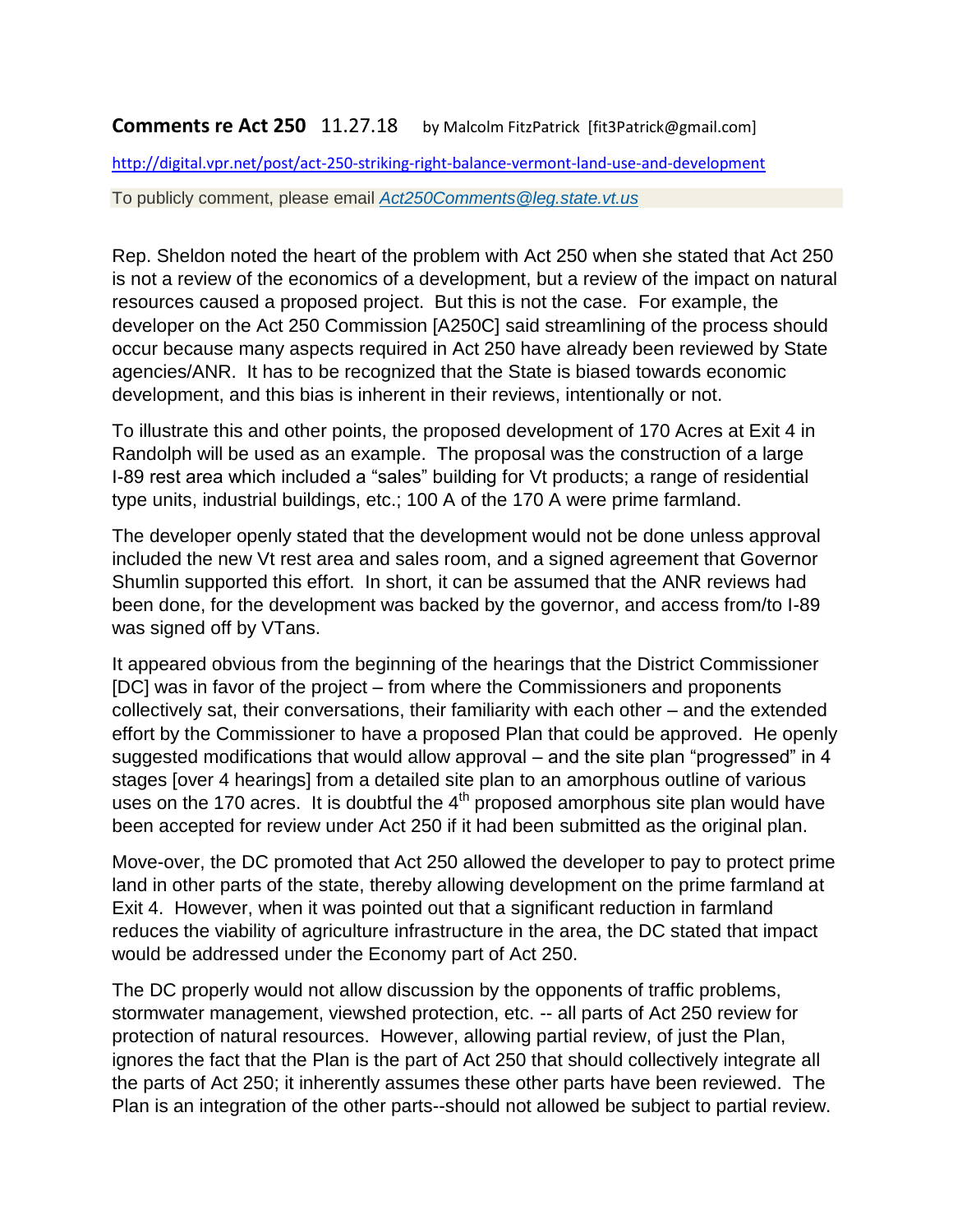**Comments re Act 250** 11.27.18 by Malcolm FitzPatrick [fit3Patrick@gmail.com]

http://digital.vpr.net/post/act-250-striking-right-balance-vermont-land-use-and-development

To publicly comment, please email *Act250Comments@leg.state.vt.us*

Rep. Sheldon noted the heart of the problem with Act 250 when she stated that Act 250 is not a review of the economics of a development, but a review of the impact on natural resources caused a proposed project. But this is not the case. For example, the developer on the Act 250 Commission [A250C] said streamlining of the process should occur because many aspects required in Act 250 have already been reviewed by State agencies/ANR. It has to be recognized that the State is biased towards economic development, and this bias is inherent in their reviews, intentionally or not.

To illustrate this and other points, the proposed development of 170 Acres at Exit 4 in Randolph will be used as an example. The proposal was the construction of a large I-89 rest area which included a "sales" building for Vt products; a range of residential type units, industrial buildings, etc.; 100 A of the 170 A were prime farmland.

The developer openly stated that the development would not be done unless approval included the new Vt rest area and sales room, and a signed agreement that Governor Shumlin supported this effort. In short, it can be assumed that the ANR reviews had been done, for the development was backed by the governor, and access from/to I-89 was signed off by VTans.

It appeared obvious from the beginning of the hearings that the District Commissioner [DC] was in favor of the project – from where the Commissioners and proponents collectively sat, their conversations, their familiarity with each other – and the extended effort by the Commissioner to have a proposed Plan that could be approved. He openly suggested modifications that would allow approval – and the site plan "progressed" in 4 stages [over 4 hearings] from a detailed site plan to an amorphous outline of various uses on the 170 acres. It is doubtful the 4th proposed amorphous site plan would have been accepted for review under Act 250 if it had been submitted as the original plan.

Move-over, the DC promoted that Act 250 allowed the developer to pay to protect prime land in other parts of the state, thereby allowing development on the prime farmland at Exit 4. However, when it was pointed out that a significant reduction in farmland reduces the viability of agriculture infrastructure in the area, the DC stated that impact would be addressed under the Economy part of Act 250.

The DC properly would not allow discussion by the opponents of traffic problems, stormwater management, viewshed protection, etc. -- all parts of Act 250 review for protection of natural resources. However, allowing partial review, of just the Plan, ignores the fact that the Plan is the part of Act 250 that should collectively integrate all the parts of Act 250; it inherently assumes these other parts have been reviewed. The Plan is an integration of the other parts--should not allowed be subject to partial review.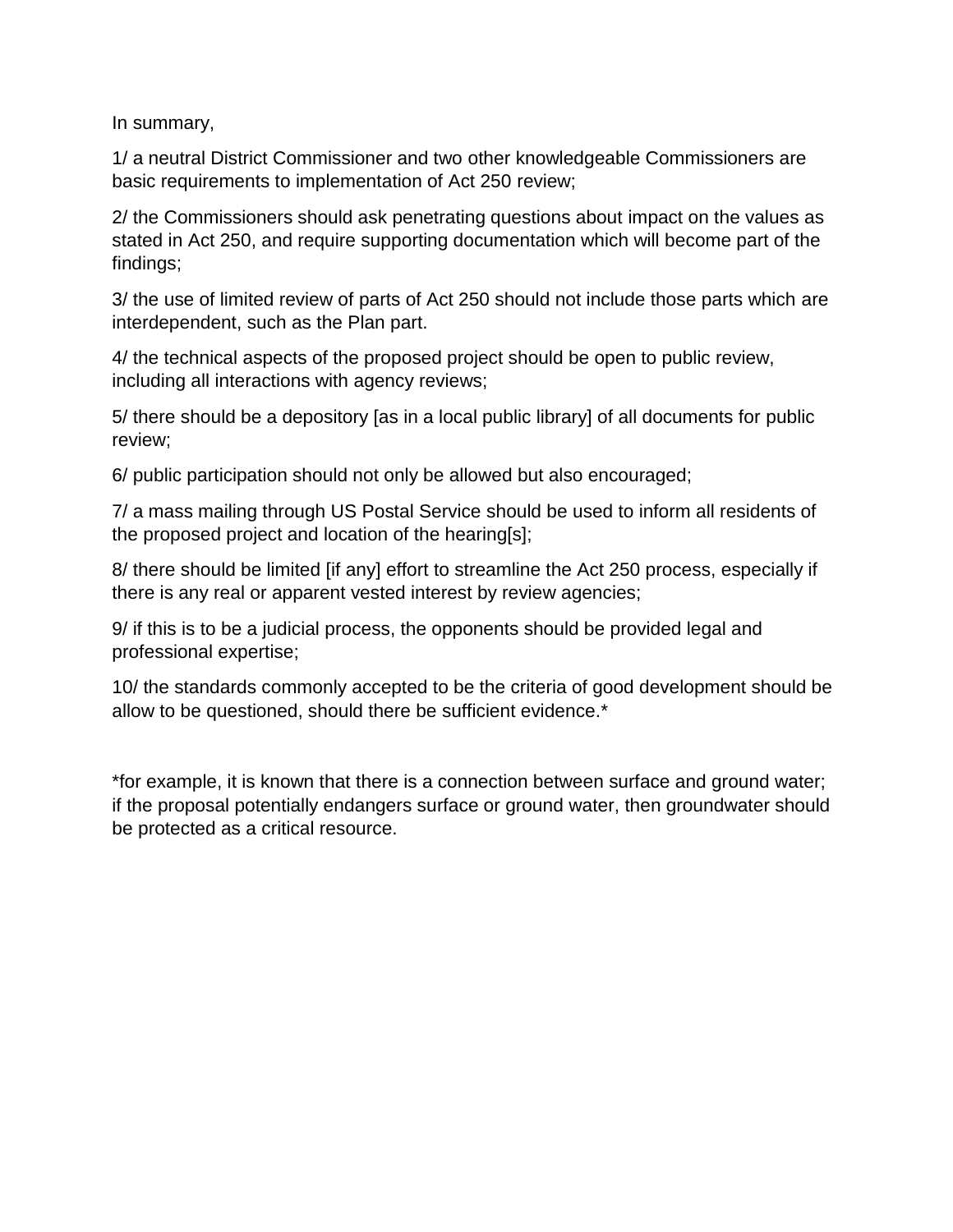In summary,

1/ a neutral District Commissioner and two other knowledgeable Commissioners are basic requirements to implementation of Act 250 review;

2/ the Commissioners should ask penetrating questions about impact on the values as stated in Act 250, and require supporting documentation which will become part of the findings;

3/ the use of limited review of parts of Act 250 should not include those parts which are interdependent, such as the Plan part.

4/ the technical aspects of the proposed project should be open to public review, including all interactions with agency reviews;

5/ there should be a depository [as in a local public library] of all documents for public review;

6/ public participation should not only be allowed but also encouraged;

7/ a mass mailing through US Postal Service should be used to inform all residents of the proposed project and location of the hearing[s];

8/ there should be limited [if any] effort to streamline the Act 250 process, especially if there is any real or apparent vested interest by review agencies;

9/ if this is to be a judicial process, the opponents should be provided legal and professional expertise;

10/ the standards commonly accepted to be the criteria of good development should be allow to be questioned, should there be sufficient evidence.*

*for example, it is known that there is a connection between surface and ground water; if the proposal potentially endangers surface or ground water, then groundwater should be protected as a critical resource.